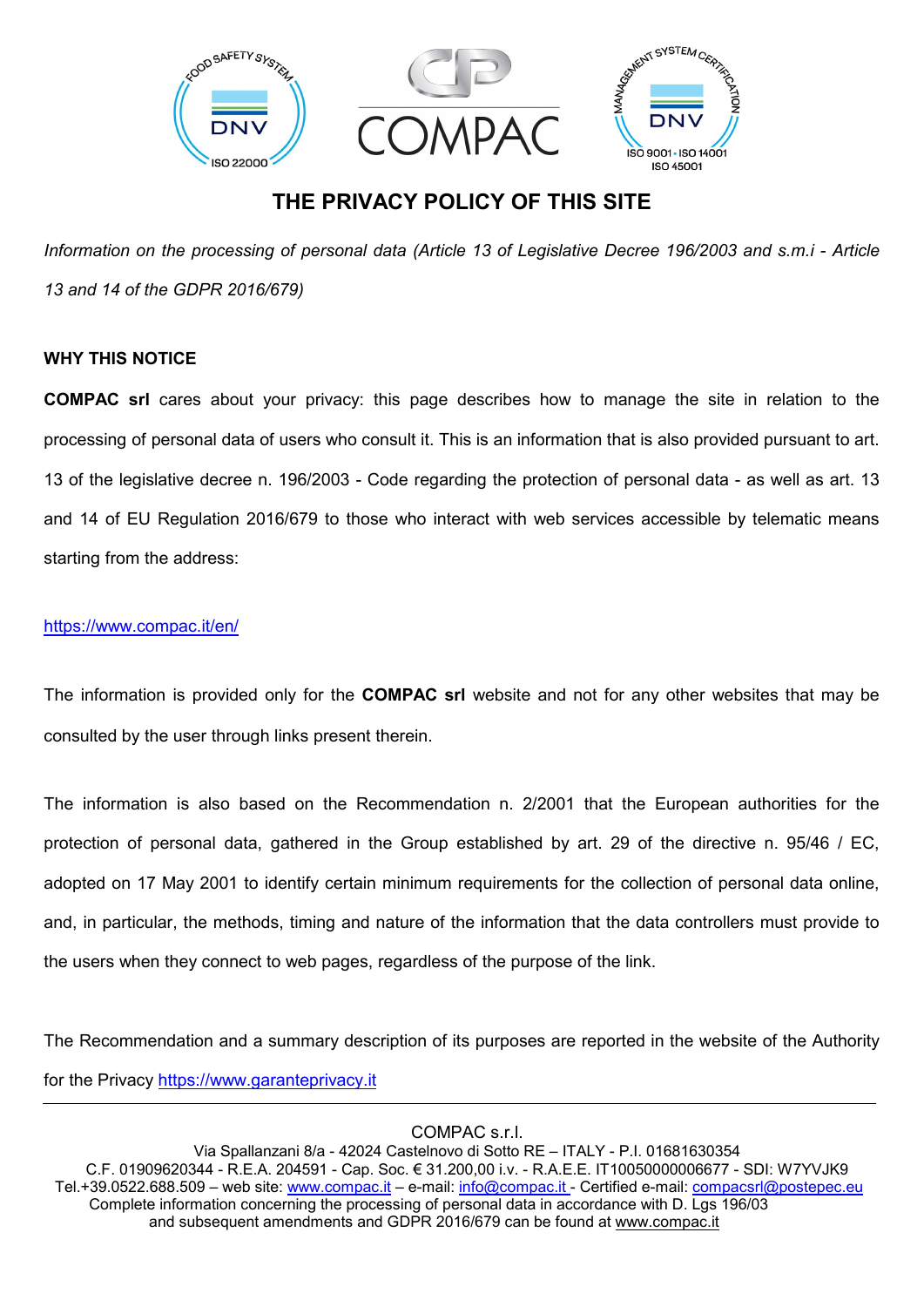# THE PRIVACY POLICY OF THIS SITE

*Information on the processing of personal data (Article 13 of Legislative Decree 196/2003 and s.m.i - Article 13 and 14 of the GDPR 2016/679)*

## WHY THIS NOTICE

**COMPAC srl** cares about your privacy: this page describes how to manage the site in relation to the processing of personal data of users who consult it. This is an information that is also provided pursuant to art. 13 of the legislative decree n. 196/2003 - Code regarding the protection of personal data - as well as art. 13 and 14 of EU Regulation 2016/679 to those who interact with web services accessible by telematic means starting from the address:

https://www.compac.it/en/

The information is provided only for the **COMPAC srl** website and not for any other websites that may be consulted by the user through links present therein.

The information is also based on the Recommendation n. 2/2001 that the European authorities for the protection of personal data, gathered in the Group established by art. 29 of the directive n. 95/46 / EC, adopted on 17 May 2001 to identify certain minimum requirements for the collection of personal data online, and, in particular, the methods, timing and nature of the information that the data controllers must provide to the users when they connect to web pages, regardless of the purpose of the link.

The Recommendation and a summary description of its purposes are reported in the website of the Authority for the Privacy https://www.garanteprivacy.it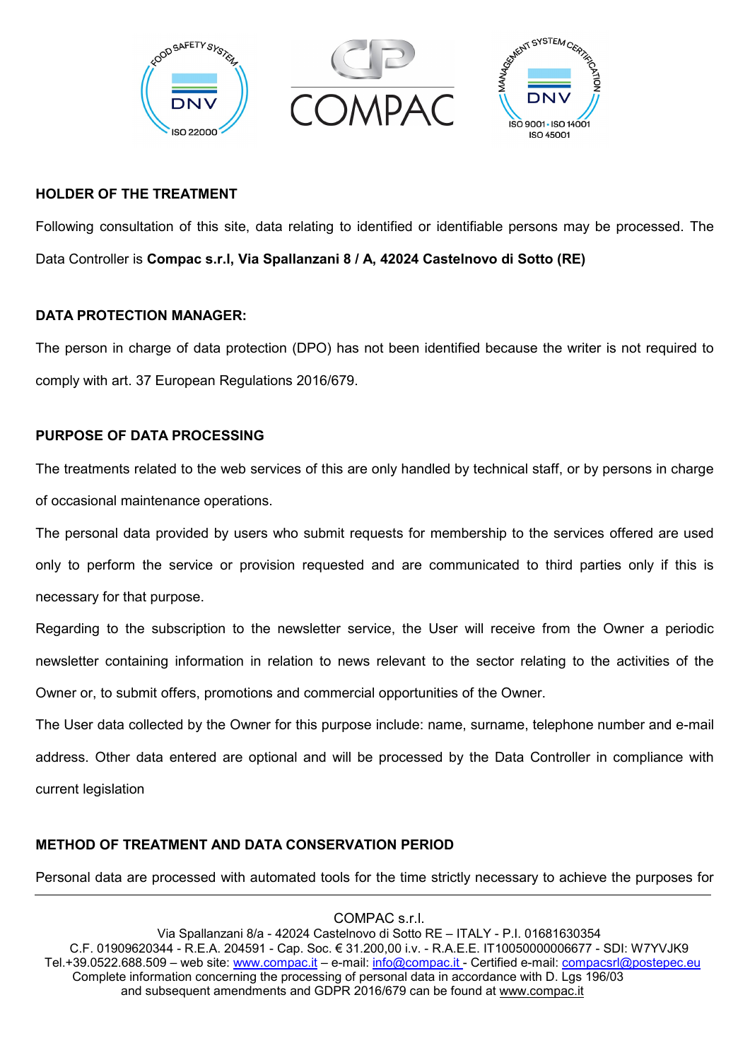## HOLDER OF THE TREATMENT

Following consultation of this site, data relating to identified or identifiable persons may be processed. The Data Controller is **Compac s.r.l, Via Spallanzani 8 / A, 42024 Castelnovo di Sotto (RE)**

## DATA PROTECTION MANAGER:

The person in charge of data protection (DPO) has not been identified because the writer is not required to comply with art. 37 European Regulations 2016/679.

## PURPOSE OF DATA PROCESSING

The treatments related to the web services of this are only handled by technical staff, or by persons in charge of occasional maintenance operations.

The personal data provided by users who submit requests for membership to the services offered are used only to perform the service or provision requested and are communicated to third parties only if this is necessary for that purpose.

Regarding to the subscription to the newsletter service, the User will receive from the Owner a periodic newsletter containing information in relation to news relevant to the sector relating to the activities of the Owner or, to submit offers, promotions and commercial opportunities of the Owner.

The User data collected by the Owner for this purpose include: name, surname, telephone number and e-mail address. Other data entered are optional and will be processed by the Data Controller in compliance with current legislation

## METHOD OF TREATMENT AND DATA CONSERVATION PERIOD

Personal data are processed with automated tools for the time strictly necessary to achieve the purposes for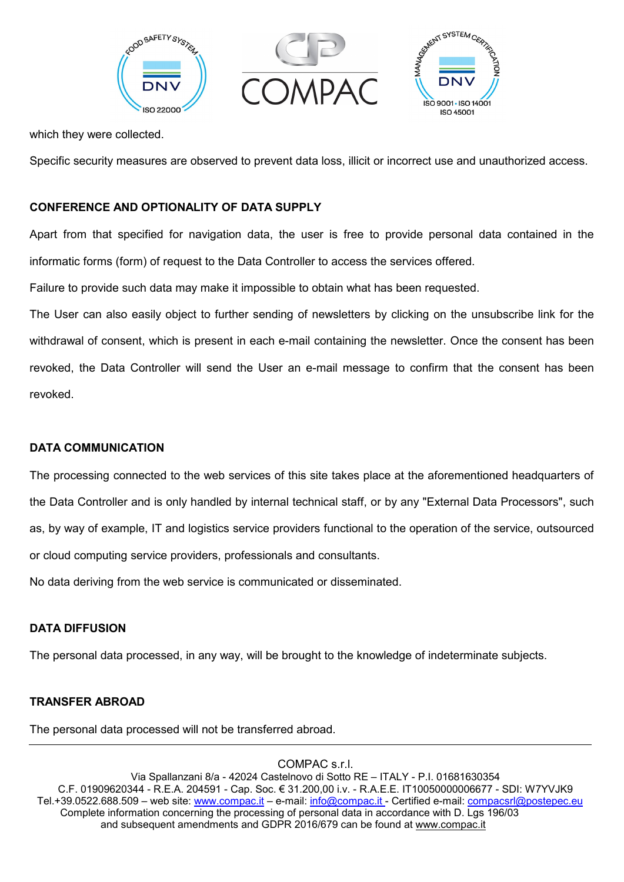which they were collected.

Specific security measures are observed to prevent data loss, illicit or incorrect use and unauthorized access.

**CONFERENCE AND OPTIONALITY OF DATA SUPPLY**

Apart from that specified for navigation data, the user is free to provide personal data contained in the informatic forms (form) of request to the Data Controller to access the services offered.

Failure to provide such data may make it impossible to obtain what has been requested.

The User can also easily object to further sending of newsletters by clicking on the unsubscribe link for the withdrawal of consent, which is present in each e-mail containing the newsletter. Once the consent has been revoked, the Data Controller will send the User an e-mail message to confirm that the consent has been revoked.

**DATA COMMUNICATION**

The processing connected to the web services of this site takes place at the aforementioned headquarters of the Data Controller and is only handled by internal technical staff, or by any "External Data Processors", such as, by way of example, IT and logistics service providers functional to the operation of the service, outsourced or cloud computing service providers, professionals and consultants.

No data deriving from the web service is communicated or disseminated.

**DATA DIFFUSION**

The personal data processed, in any way, will be brought to the knowledge of indeterminate subjects.

**TRANSFER ABROAD**

The personal data processed will not be transferred abroad.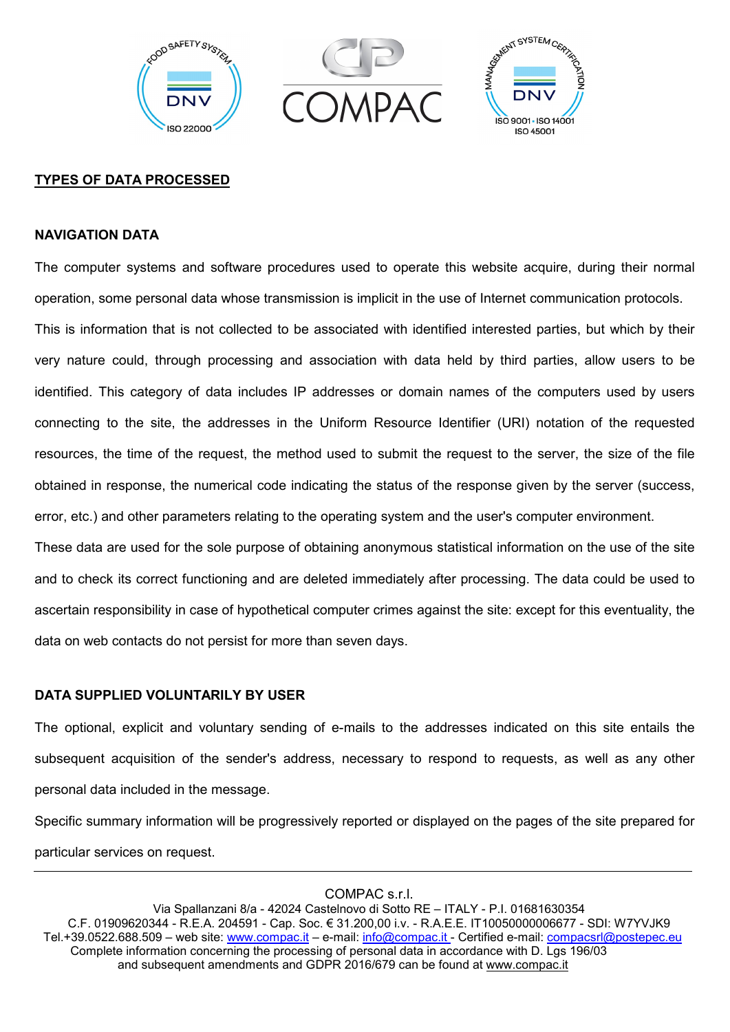## TYPES OF DATA PROCESSED

### NAVIGATION DATA

The computer systems and software procedures used to operate this website acquire, during their normal operation, some personal data whose transmission is implicit in the use of Internet communication protocols. This is information that is not collected to be associated with identified interested parties, but which by their very nature could, through processing and association with data held by third parties, allow users to be identified. This category of data includes IP addresses or domain names of the computers used by users connecting to the site, the addresses in the Uniform Resource Identifier (URI) notation of the requested resources, the time of the request, the method used to submit the request to the server, the size of the file obtained in response, the numerical code indicating the status of the response given by the server (success, error, etc.) and other parameters relating to the operating system and the user's computer environment.

These data are used for the sole purpose of obtaining anonymous statistical information on the use of the site and to check its correct functioning and are deleted immediately after processing. The data could be used to ascertain responsibility in case of hypothetical computer crimes against the site: except for this eventuality, the data on web contacts do not persist for more than seven days.

### DATA SUPPLIED VOLUNTARILY BY USER

The optional, explicit and voluntary sending of e-mails to the addresses indicated on this site entails the subsequent acquisition of the sender's address, necessary to respond to requests, as well as any other personal data included in the message.

Specific summary information will be progressively reported or displayed on the pages of the site prepared for particular services on request.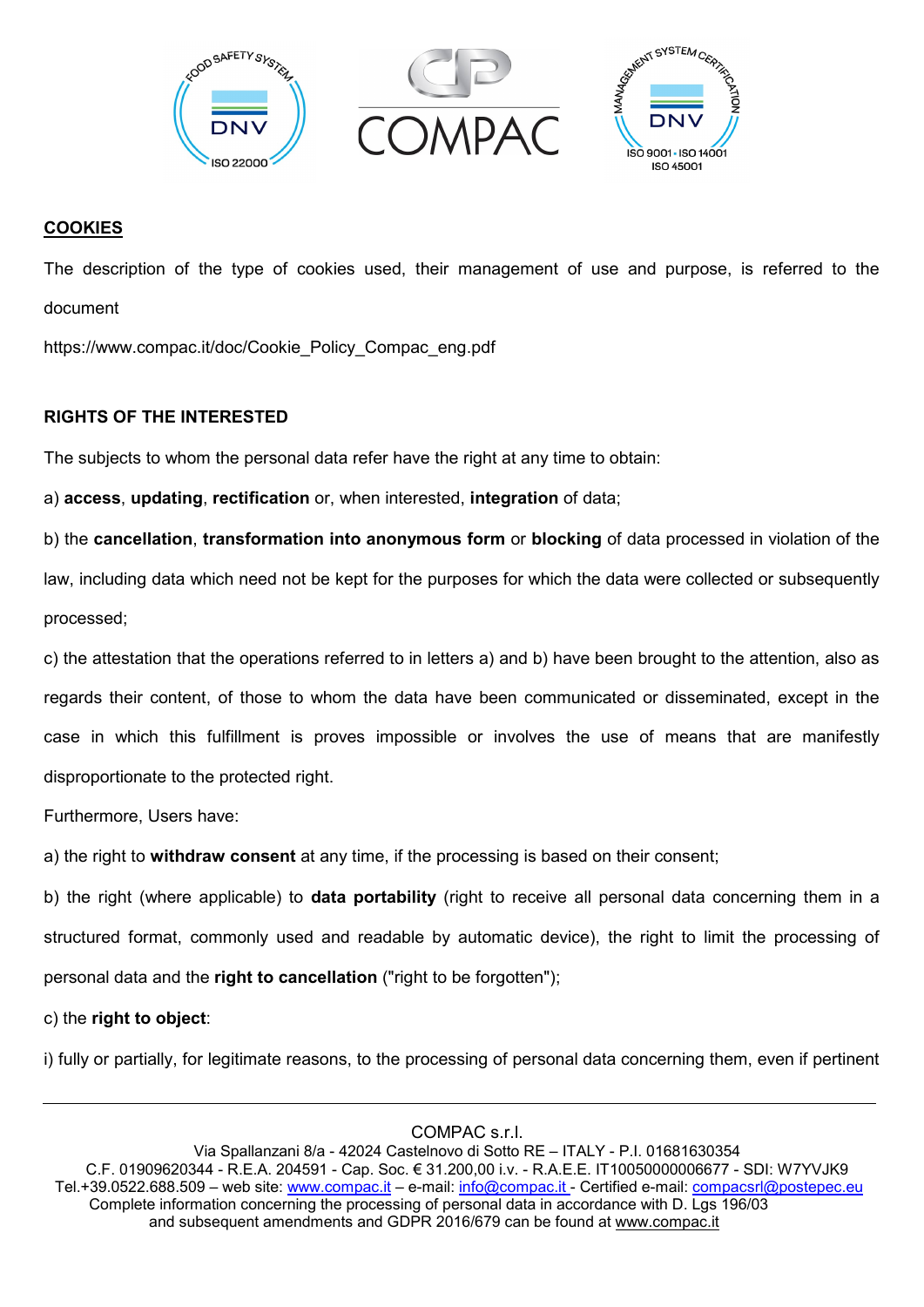## COOKIES

The description of the type of cookies used, their management of use and purpose, is referred to the document

https://www.compac.it/doc/Cookie_Policy_Compac_eng.pdf

## RIGHTS OF THE INTERESTED

The subjects to whom the personal data refer have the right at any time to obtain:

a) **access**, **updating**, **rectification** or, when interested, **integration** of data;

b) the **cancellation**, **transformation into anonymous form** or **blocking** of data processed in violation of the law, including data which need not be kept for the purposes for which the data were collected or subsequently processed;

c) the attestation that the operations referred to in letters a) and b) have been brought to the attention, also as regards their content, of those to whom the data have been communicated or disseminated, except in the case in which this fulfillment is proves impossible or involves the use of means that are manifestly disproportionate to the protected right.

Furthermore, Users have:

a) the right to **withdraw consent** at any time, if the processing is based on their consent;

b) the right (where applicable) to **data portability** (right to receive all personal data concerning them in a structured format, commonly used and readable by automatic device), the right to limit the processing of personal data and the **right to cancellation** ("right to be forgotten");

c) the **right to object**:

i) fully or partially, for legitimate reasons, to the processing of personal data concerning them, even if pertinent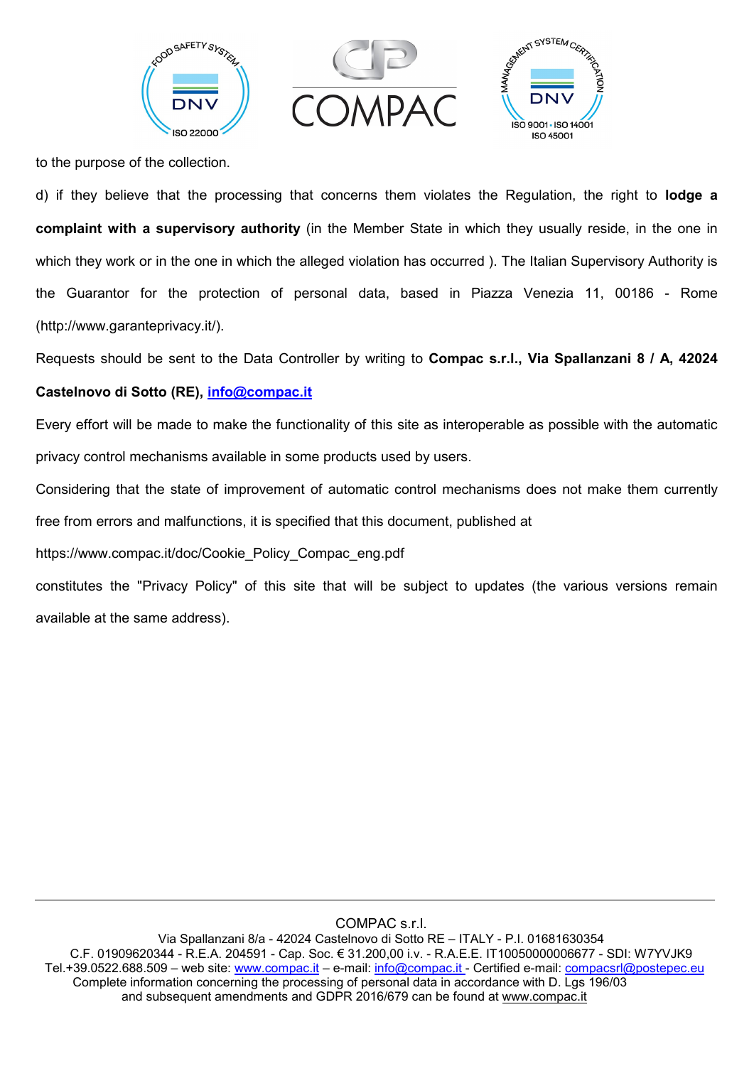to the purpose of the collection.

d) if they believe that the processing that concerns them violates the Regulation, the right to **lodge a complaint with a supervisory authority** (in the Member State in which they usually reside, in the one in which they work or in the one in which the alleged violation has occurred ). The Italian Supervisory Authority is the Guarantor for the protection of personal data, based in Piazza Venezia 11, 00186 - Rome (http://www.garanteprivacy.it/).

Requests should be sent to the Data Controller by writing to **Compac s.r.l., Via Spallanzani 8 / A, 42024 Castelnovo di Sotto (RE), info@compac.it**

Every effort will be made to make the functionality of this site as interoperable as possible with the automatic privacy control mechanisms available in some products used by users.

Considering that the state of improvement of automatic control mechanisms does not make them currently free from errors and malfunctions, it is specified that this document, published at

https://www.compac.it/doc/Cookie_Policy_Compac_eng.pdf

constitutes the "Privacy Policy" of this site that will be subject to updates (the various versions remain available at the same address).